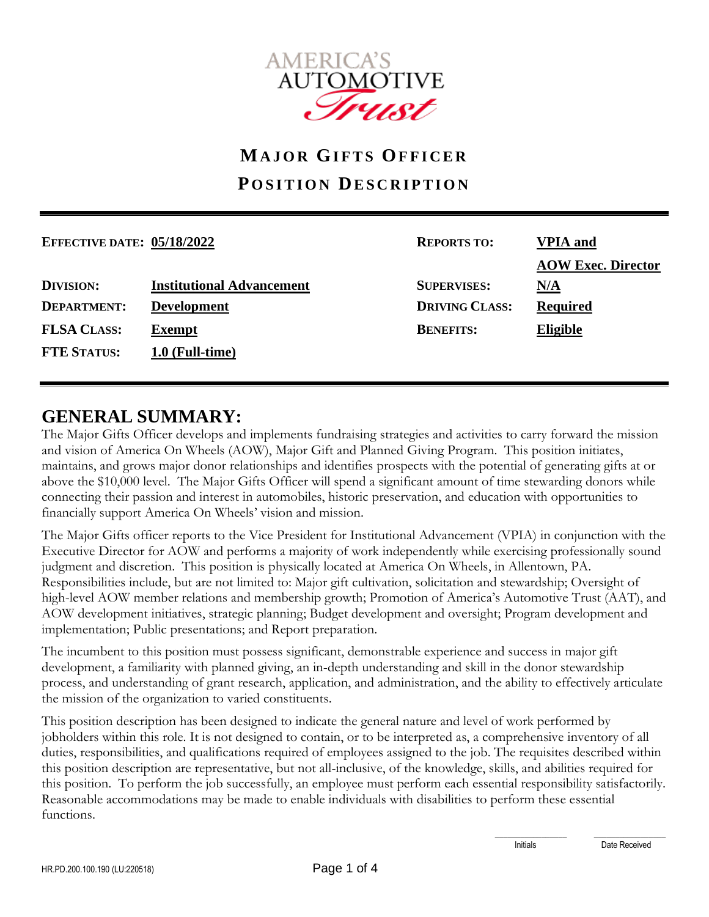AMERICA'S AUTOMOTIVE Trust

# MAJOR GIFTS OFFICER

## POSITION DESCRIPTION

| | | | |
|---|---|---|---|
| **EFFECTIVE DATE:** | **05/18/2022** | **REPORTS TO:** | **VPIA and AOW Exec. Director** |
| **DIVISION:** | **Institutional Advancement** | **SUPERVISES:** | **N/A** |
| **DEPARTMENT:** | **Development** | **DRIVING CLASS:** | **Required** |
| **FLSA CLASS:** | **Exempt** | **BENEFITS:** | **Eligible** |
| **FTE STATUS:** | **1.0 (Full-time)** | | |

## GENERAL SUMMARY:

The Major Gifts Officer develops and implements fundraising strategies and activities to carry forward the mission and vision of America On Wheels (AOW), Major Gift and Planned Giving Program. This position initiates, maintains, and grows major donor relationships and identifies prospects with the potential of generating gifts at or above the $10,000 level. The Major Gifts Officer will spend a significant amount of time stewarding donors while connecting their passion and interest in automobiles, historic preservation, and education with opportunities to financially support America On Wheels' vision and mission.

The Major Gifts officer reports to the Vice President for Institutional Advancement (VPIA) in conjunction with the Executive Director for AOW and performs a majority of work independently while exercising professionally sound judgment and discretion. This position is physically located at America On Wheels, in Allentown, PA. Responsibilities include, but are not limited to: Major gift cultivation, solicitation and stewardship; Oversight of high-level AOW member relations and membership growth; Promotion of America's Automotive Trust (AAT), and AOW development initiatives, strategic planning; Budget development and oversight; Program development and implementation; Public presentations; and Report preparation.

The incumbent to this position must possess significant, demonstrable experience and success in major gift development, a familiarity with planned giving, an in-depth understanding and skill in the donor stewardship process, and understanding of grant research, application, and administration, and the ability to effectively articulate the mission of the organization to varied constituents.

This position description has been designed to indicate the general nature and level of work performed by jobholders within this role. It is not designed to contain, or to be interpreted as, a comprehensive inventory of all duties, responsibilities, and qualifications required of employees assigned to the job. The requisites described within this position description are representative, but not all-inclusive, of the knowledge, skills, and abilities required for this position. To perform the job successfully, an employee must perform each essential responsibility satisfactorily. Reasonable accommodations may be made to enable individuals with disabilities to perform these essential functions.

_______________ Initials &nbsp;&nbsp;&nbsp; _______________ Date Received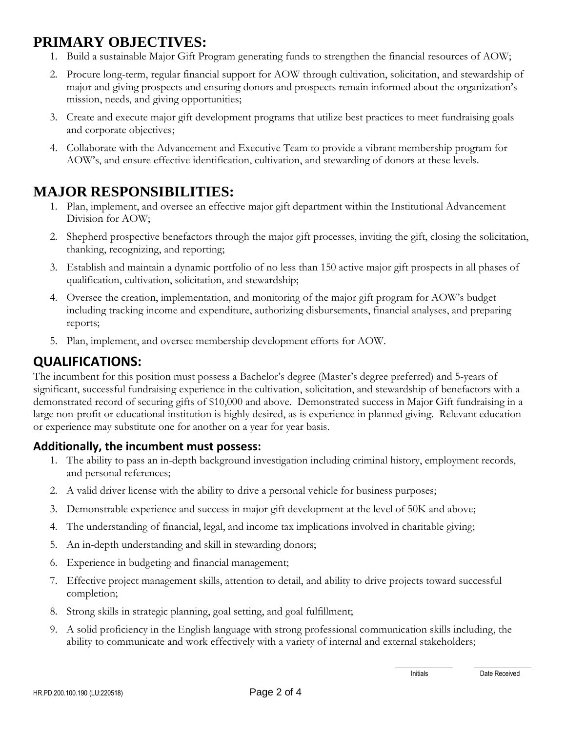## PRIMARY OBJECTIVES:

1. Build a sustainable Major Gift Program generating funds to strengthen the financial resources of AOW;
2. Procure long-term, regular financial support for AOW through cultivation, solicitation, and stewardship of major and giving prospects and ensuring donors and prospects remain informed about the organization's mission, needs, and giving opportunities;
3. Create and execute major gift development programs that utilize best practices to meet fundraising goals and corporate objectives;
4. Collaborate with the Advancement and Executive Team to provide a vibrant membership program for AOW's, and ensure effective identification, cultivation, and stewarding of donors at these levels.

## MAJOR RESPONSIBILITIES:

1. Plan, implement, and oversee an effective major gift department within the Institutional Advancement Division for AOW;
2. Shepherd prospective benefactors through the major gift processes, inviting the gift, closing the solicitation, thanking, recognizing, and reporting;
3. Establish and maintain a dynamic portfolio of no less than 150 active major gift prospects in all phases of qualification, cultivation, solicitation, and stewardship;
4. Oversee the creation, implementation, and monitoring of the major gift program for AOW's budget including tracking income and expenditure, authorizing disbursements, financial analyses, and preparing reports;
5. Plan, implement, and oversee membership development efforts for AOW.

## QUALIFICATIONS:

The incumbent for this position must possess a Bachelor's degree (Master's degree preferred) and 5-years of significant, successful fundraising experience in the cultivation, solicitation, and stewardship of benefactors with a demonstrated record of securing gifts of $10,000 and above. Demonstrated success in Major Gift fundraising in a large non-profit or educational institution is highly desired, as is experience in planned giving. Relevant education or experience may substitute one for another on a year for year basis.

### Additionally, the incumbent must possess:

1. The ability to pass an in-depth background investigation including criminal history, employment records, and personal references;
2. A valid driver license with the ability to drive a personal vehicle for business purposes;
3. Demonstrable experience and success in major gift development at the level of 50K and above;
4. The understanding of financial, legal, and income tax implications involved in charitable giving;
5. An in-depth understanding and skill in stewarding donors;
6. Experience in budgeting and financial management;
7. Effective project management skills, attention to detail, and ability to drive projects toward successful completion;
8. Strong skills in strategic planning, goal setting, and goal fulfillment;
9. A solid proficiency in the English language with strong professional communication skills including, the ability to communicate and work effectively with a variety of internal and external stakeholders;

_______________ Initials _______________ Date Received

HR.PD.200.100.190 (LU:220518)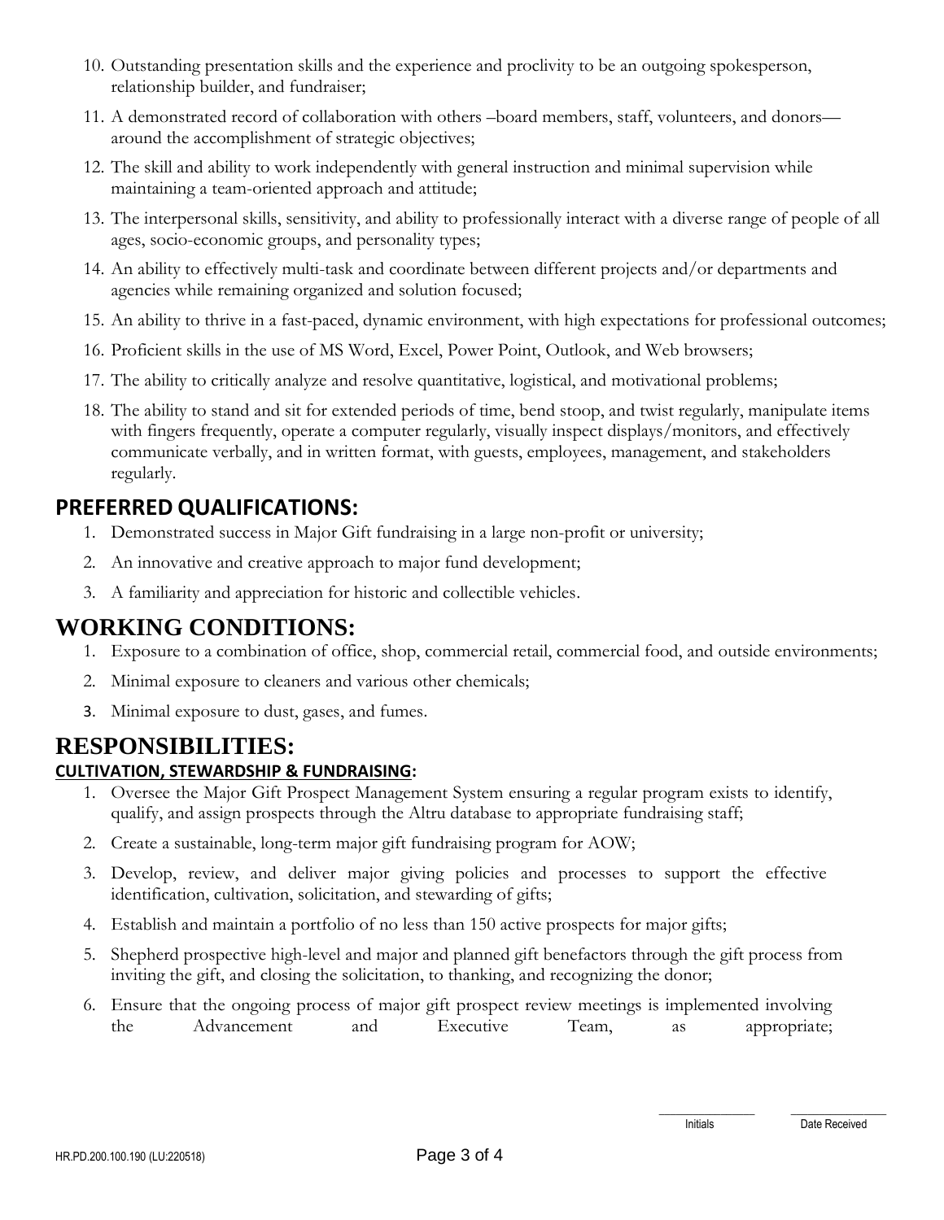10. Outstanding presentation skills and the experience and proclivity to be an outgoing spokesperson, relationship builder, and fundraiser;
11. A demonstrated record of collaboration with others –board members, staff, volunteers, and donors— around the accomplishment of strategic objectives;
12. The skill and ability to work independently with general instruction and minimal supervision while maintaining a team-oriented approach and attitude;
13. The interpersonal skills, sensitivity, and ability to professionally interact with a diverse range of people of all ages, socio-economic groups, and personality types;
14. An ability to effectively multi-task and coordinate between different projects and/or departments and agencies while remaining organized and solution focused;
15. An ability to thrive in a fast-paced, dynamic environment, with high expectations for professional outcomes;
16. Proficient skills in the use of MS Word, Excel, Power Point, Outlook, and Web browsers;
17. The ability to critically analyze and resolve quantitative, logistical, and motivational problems;
18. The ability to stand and sit for extended periods of time, bend stoop, and twist regularly, manipulate items with fingers frequently, operate a computer regularly, visually inspect displays/monitors, and effectively communicate verbally, and in written format, with guests, employees, management, and stakeholders regularly.

## PREFERRED QUALIFICATIONS:

1. Demonstrated success in Major Gift fundraising in a large non-profit or university;
2. An innovative and creative approach to major fund development;
3. A familiarity and appreciation for historic and collectible vehicles.

# WORKING CONDITIONS:

1. Exposure to a combination of office, shop, commercial retail, commercial food, and outside environments;
2. Minimal exposure to cleaners and various other chemicals;
3. Minimal exposure to dust, gases, and fumes.

# RESPONSIBILITIES:

### CULTIVATION, STEWARDSHIP & FUNDRAISING:

1. Oversee the Major Gift Prospect Management System ensuring a regular program exists to identify, qualify, and assign prospects through the Altru database to appropriate fundraising staff;
2. Create a sustainable, long-term major gift fundraising program for AOW;
3. Develop, review, and deliver major giving policies and processes to support the effective identification, cultivation, solicitation, and stewarding of gifts;
4. Establish and maintain a portfolio of no less than 150 active prospects for major gifts;
5. Shepherd prospective high-level and major and planned gift benefactors through the gift process from inviting the gift, and closing the solicitation, to thanking, and recognizing the donor;
6. Ensure that the ongoing process of major gift prospect review meetings is implemented involving the Advancement and Executive Team, as appropriate;

_______________ Initials    _______________ Date Received

HR.PD.200.100.190 (LU:220518)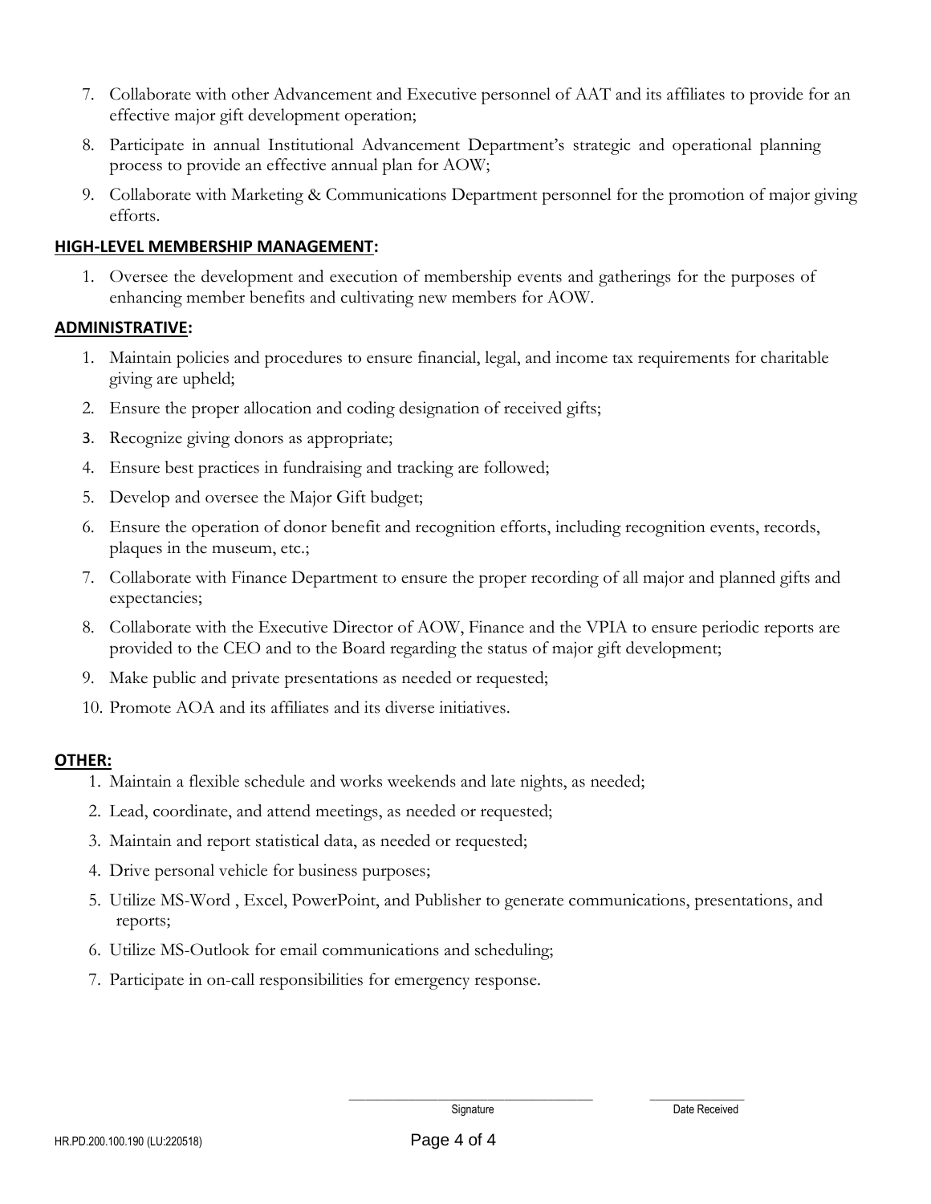7. Collaborate with other Advancement and Executive personnel of AAT and its affiliates to provide for an effective major gift development operation;
8. Participate in annual Institutional Advancement Department's strategic and operational planning process to provide an effective annual plan for AOW;
9. Collaborate with Marketing & Communications Department personnel for the promotion of major giving efforts.

**HIGH-LEVEL MEMBERSHIP MANAGEMENT:**

1. Oversee the development and execution of membership events and gatherings for the purposes of enhancing member benefits and cultivating new members for AOW.

**ADMINISTRATIVE:**

1. Maintain policies and procedures to ensure financial, legal, and income tax requirements for charitable giving are upheld;
2. Ensure the proper allocation and coding designation of received gifts;
3. Recognize giving donors as appropriate;
4. Ensure best practices in fundraising and tracking are followed;
5. Develop and oversee the Major Gift budget;
6. Ensure the operation of donor benefit and recognition efforts, including recognition events, records, plaques in the museum, etc.;
7. Collaborate with Finance Department to ensure the proper recording of all major and planned gifts and expectancies;
8. Collaborate with the Executive Director of AOW, Finance and the VPIA to ensure periodic reports are provided to the CEO and to the Board regarding the status of major gift development;
9. Make public and private presentations as needed or requested;
10. Promote AOA and its affiliates and its diverse initiatives.

**OTHER:**

1. Maintain a flexible schedule and works weekends and late nights, as needed;
2. Lead, coordinate, and attend meetings, as needed or requested;
3. Maintain and report statistical data, as needed or requested;
4. Drive personal vehicle for business purposes;
5. Utilize MS-Word , Excel, PowerPoint, and Publisher to generate communications, presentations, and reports;
6. Utilize MS-Outlook for email communications and scheduling;
7. Participate in on-call responsibilities for emergency response.

\_\_\_\_\_\_\_\_\_\_\_\_\_\_\_\_\_\_\_\_\_\_\_\_\_\_\_\_\_\_ Signature

\_\_\_\_\_\_\_\_\_\_\_\_ Date Received

HR.PD.200.100.190 (LU:220518)